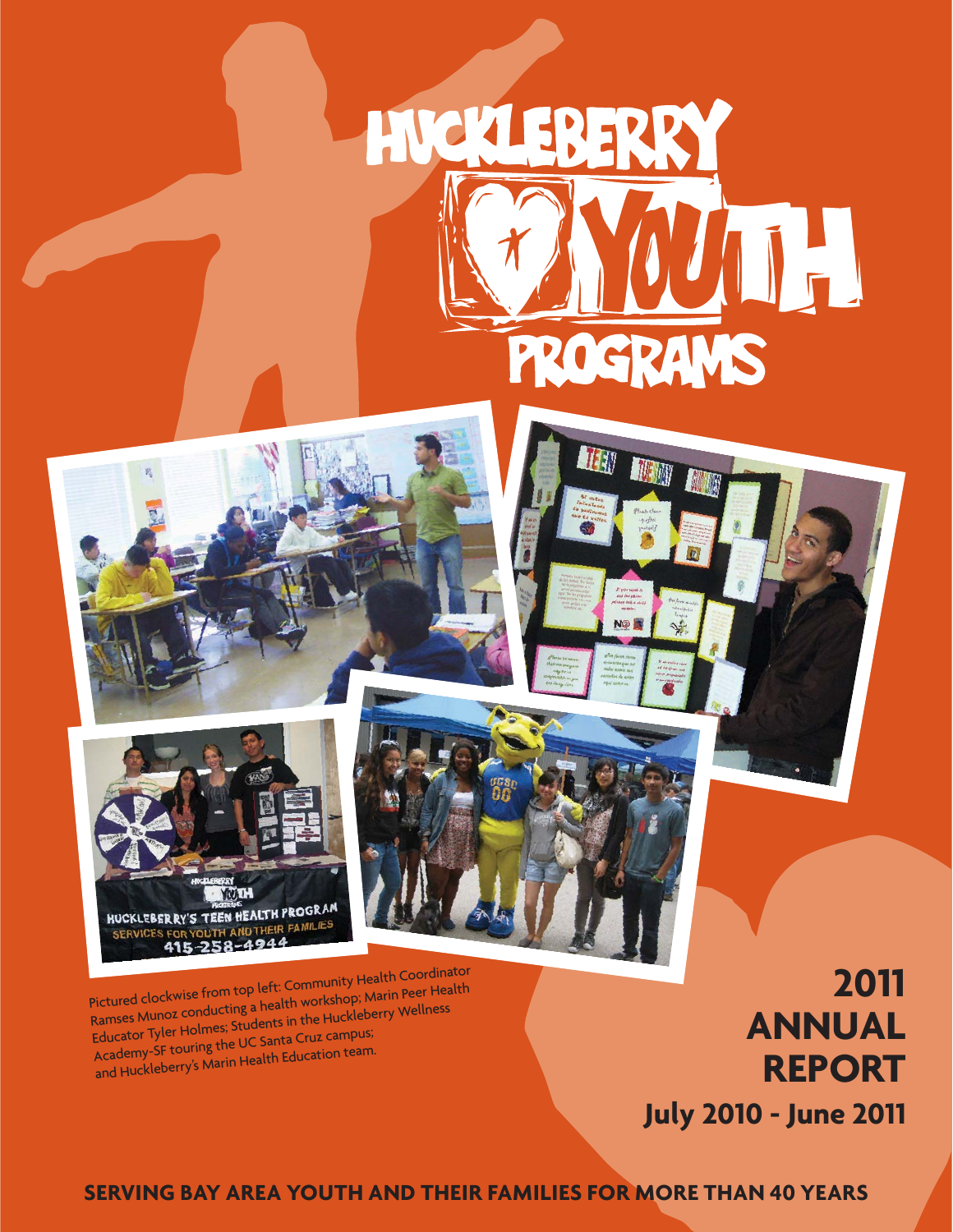# HUCKLEBERRY YOUTH PROGRAMS

Pictured clockwise from top left: Community Health Coordinator Ramses Munoz conducting a health workshop; Marin Peer Health Educator Tyler Holmes; Students in the Huckleberry Wellness Academy-SF touring the UC Santa Cruz campus; and Huckleberry's Marin Health Education team.

# 2011 ANNUAL REPORT

**July 2010 - June 2011**

**SERVING BAY AREA YOUTH AND THEIR FAMILIES FOR MORE THAN 40 YEARS**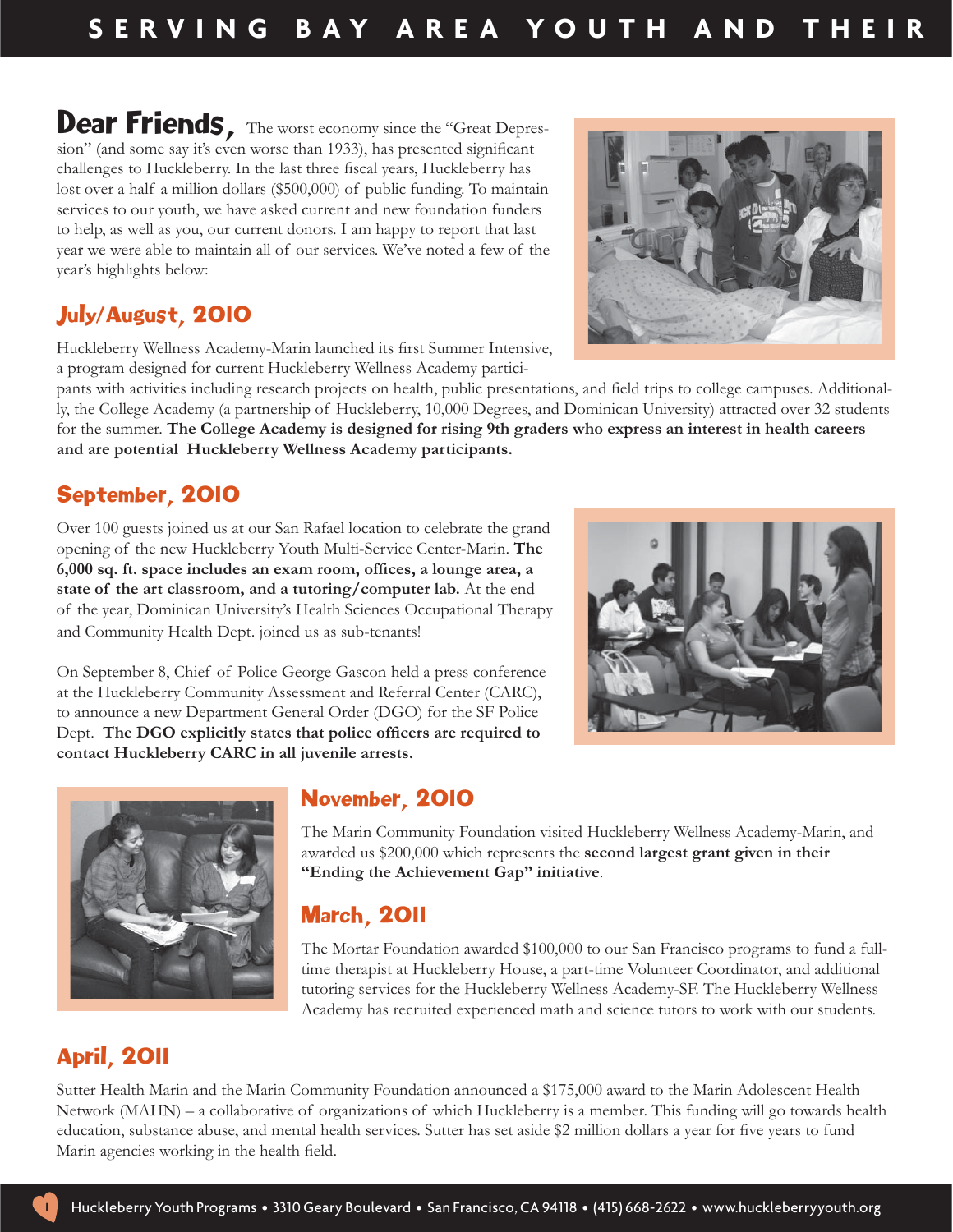# Dear Friends,

The worst economy since the "Great Depression" (and some say it's even worse than 1933), has presented significant challenges to Huckleberry. In the last three fiscal years, Huckleberry has lost over a half a million dollars ($500,000) of public funding. To maintain services to our youth, we have asked current and new foundation funders to help, as well as you, our current donors. I am happy to report that last year we were able to maintain all of our services. We've noted a few of the year's highlights below:

## July/August, 2010

Huckleberry Wellness Academy-Marin launched its first Summer Intensive, a program designed for current Huckleberry Wellness Academy participants with activities including research projects on health, public presentations, and field trips to college campuses. Additionally, the College Academy (a partnership of Huckleberry, 10,000 Degrees, and Dominican University) attracted over 32 students for the summer. **The College Academy is designed for rising 9th graders who express an interest in health careers and are potential Huckleberry Wellness Academy participants.**

## September, 2010

Over 100 guests joined us at our San Rafael location to celebrate the grand opening of the new Huckleberry Youth Multi-Service Center-Marin. **The 6,000 sq. ft. space includes an exam room, offices, a lounge area, a state of the art classroom, and a tutoring/computer lab.** At the end of the year, Dominican University's Health Sciences Occupational Therapy and Community Health Dept. joined us as sub-tenants!

On September 8, Chief of Police George Gascon held a press conference at the Huckleberry Community Assessment and Referral Center (CARC), to announce a new Department General Order (DGO) for the SF Police Dept. **The DGO explicitly states that police officers are required to contact Huckleberry CARC in all juvenile arrests.**

## November, 2010

The Marin Community Foundation visited Huckleberry Wellness Academy-Marin, and awarded us $200,000 which represents the **second largest grant given in their "Ending the Achievement Gap" initiative**.

## March, 2011

The Mortar Foundation awarded $100,000 to our San Francisco programs to fund a full-time therapist at Huckleberry House, a part-time Volunteer Coordinator, and additional tutoring services for the Huckleberry Wellness Academy-SF. The Huckleberry Wellness Academy has recruited experienced math and science tutors to work with our students.

## April, 2011

Sutter Health Marin and the Marin Community Foundation announced a $175,000 award to the Marin Adolescent Health Network (MAHN) – a collaborative of organizations of which Huckleberry is a member. This funding will go towards health education, substance abuse, and mental health services. Sutter has set aside $2 million dollars a year for five years to fund Marin agencies working in the health field.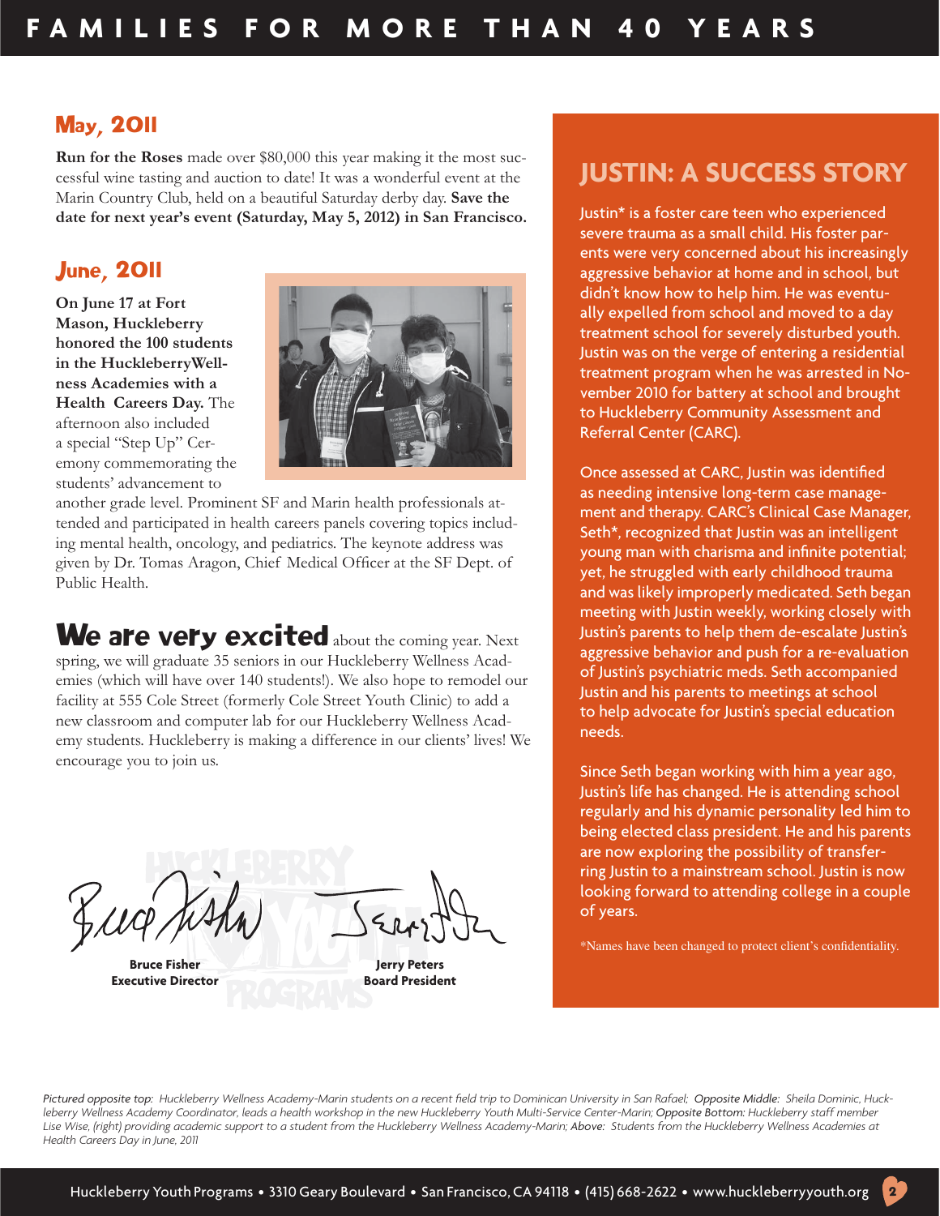## May, 2011

**Run for the Roses** made over $80,000 this year making it the most successful wine tasting and auction to date! It was a wonderful event at the Marin Country Club, held on a beautiful Saturday derby day. **Save the date for next year's event (Saturday, May 5, 2012) in San Francisco.**

## June, 2011

**On June 17 at Fort Mason, Huckleberry honored the 100 students in the HuckleberryWellness Academies with a Health Careers Day.** The afternoon also included a special "Step Up" Ceremony commemorating the students' advancement to another grade level. Prominent SF and Marin health professionals attended and participated in health careers panels covering topics including mental health, oncology, and pediatrics. The keynote address was given by Dr. Tomas Aragon, Chief Medical Officer at the SF Dept. of Public Health.

**We are very excited** about the coming year. Next spring, we will graduate 35 seniors in our Huckleberry Wellness Academies (which will have over 140 students!). We also hope to remodel our facility at 555 Cole Street (formerly Cole Street Youth Clinic) to add a new classroom and computer lab for our Huckleberry Wellness Academy students. Huckleberry is making a difference in our clients' lives! We encourage you to join us.

**Bruce Fisher**
**Executive Director**

**Jerry Peters**
**Board President**

## JUSTIN: A SUCCESS STORY

Justin* is a foster care teen who experienced severe trauma as a small child. His foster parents were very concerned about his increasingly aggressive behavior at home and in school, but didn't know how to help him. He was eventually expelled from school and moved to a day treatment school for severely disturbed youth. Justin was on the verge of entering a residential treatment program when he was arrested in November 2010 for battery at school and brought to Huckleberry Community Assessment and Referral Center (CARC).

Once assessed at CARC, Justin was identified as needing intensive long-term case management and therapy. CARC's Clinical Case Manager, Seth*, recognized that Justin was an intelligent young man with charisma and infinite potential; yet, he struggled with early childhood trauma and was likely improperly medicated. Seth began meeting with Justin weekly, working closely with Justin's parents to help them de-escalate Justin's aggressive behavior and push for a re-evaluation of Justin's psychiatric meds. Seth accompanied Justin and his parents to meetings at school to help advocate for Justin's special education needs.

Since Seth began working with him a year ago, Justin's life has changed. He is attending school regularly and his dynamic personality led him to being elected class president. He and his parents are now exploring the possibility of transferring Justin to a mainstream school. Justin is now looking forward to attending college in a couple of years.

*Names have been changed to protect client's confidentiality.

*Pictured opposite top:* *Huckleberry Wellness Academy-Marin students on a recent field trip to Dominican University in San Rafael;* *Opposite Middle:* *Sheila Dominic, Huckleberry Wellness Academy Coordinator, leads a health workshop in the new Huckleberry Youth Multi-Service Center-Marin;* *Opposite Bottom:* *Huckleberry staff member Lise Wise, (right) providing academic support to a student from the Huckleberry Wellness Academy-Marin;* *Above:* *Students from the Huckleberry Wellness Academies at Health Careers Day in June, 2011*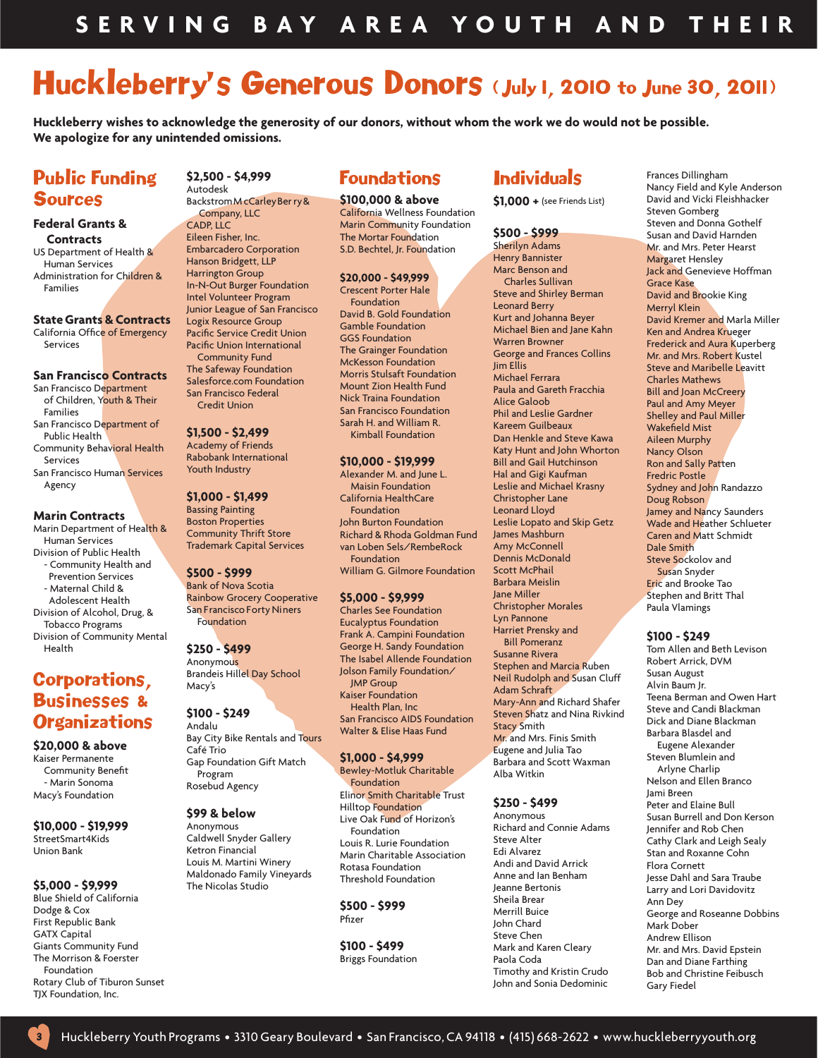# Huckleberry's Generous Donors (July 1, 2010 to June 30, 2011)

**Huckleberry wishes to acknowledge the generosity of our donors, without whom the work we do would not be possible. We apologize for any unintended omissions.**

## Public Funding Sources

### Federal Grants & Contracts

US Department of Health & Human Services
Administration for Children & Families

### State Grants & Contracts

California Office of Emergency Services

### San Francisco Contracts

San Francisco Department of Children, Youth & Their Families
San Francisco Department of Public Health
Community Behavioral Health Services
San Francisco Human Services Agency

### Marin Contracts

Marin Department of Health & Human Services
Division of Public Health
- Community Health and Prevention Services
- Maternal Child & Adolescent Health

Division of Alcohol, Drug, & Tobacco Programs
Division of Community Mental Health

## Corporations, Businesses & Organizations

### $20,000 & above

Kaiser Permanente Community Benefit - Marin Sonoma
Macy's Foundation

### $10,000 - $19,999

StreetSmart4Kids
Union Bank

### $5,000 - $9,999

Blue Shield of California
Dodge & Cox
First Republic Bank
GATX Capital
Giants Community Fund
The Morrison & Foerster Foundation
Rotary Club of Tiburon Sunset
TJX Foundation, Inc.

### $2,500 - $4,999

Autodesk
Backstrom McCarley Berry & Company, LLC
CADP, LLC
Eileen Fisher, Inc.
Embarcadero Corporation
Hanson Bridgett, LLP
Harrington Group
In-N-Out Burger Foundation
Intel Volunteer Program
Junior League of San Francisco
Logix Resource Group
Pacific Service Credit Union
Pacific Union International Community Fund
The Safeway Foundation
Salesforce.com Foundation
San Francisco Federal Credit Union

### $1,500 - $2,499

Academy of Friends
Rabobank International
Youth Industry

### $1,000 - $1,499

Bassing Painting
Boston Properties
Community Thrift Store
Trademark Capital Services

### $500 - $999

Bank of Nova Scotia
Rainbow Grocery Cooperative
San Francisco Forty Niners Foundation

### $250 - $499

Anonymous
Brandeis Hillel Day School
Macy's

### $100 - $249

Andalu
Bay City Bike Rentals and Tours
Café Trio
Gap Foundation Gift Match Program
Rosebud Agency

### $99 & below

Anonymous
Caldwell Snyder Gallery
Ketron Financial
Louis M. Martini Winery
Maldonado Family Vineyards
The Nicolas Studio

## Foundations

### $100,000 & above

California Wellness Foundation
Marin Community Foundation
The Mortar Foundation
S.D. Bechtel, Jr. Foundation

### $20,000 - $49,999

Crescent Porter Hale Foundation
David B. Gold Foundation
Gamble Foundation
GGS Foundation
The Grainger Foundation
McKesson Foundation
Morris Stulsaft Foundation
Mount Zion Health Fund
Nick Traina Foundation
San Francisco Foundation
Sarah H. and William R. Kimball Foundation

### $10,000 - $19,999

Alexander M. and June L. Maisin Foundation
California HealthCare Foundation
John Burton Foundation
Richard & Rhoda Goldman Fund
van Loben Sels/RembeRock Foundation
William G. Gilmore Foundation

### $5,000 - $9,999

Charles See Foundation
Eucalyptus Foundation
Frank A. Campini Foundation
George H. Sandy Foundation
The Isabel Allende Foundation
Jolson Family Foundation/JMP Group
Kaiser Foundation Health Plan, Inc
San Francisco AIDS Foundation
Walter & Elise Haas Fund

### $1,000 - $4,999

Bewley-Motluk Charitable Foundation
Elinor Smith Charitable Trust
Hilltop Foundation
Live Oak Fund of Horizon's Foundation
Louis R. Lurie Foundation
Marin Charitable Association
Rotasa Foundation
Threshold Foundation

### $500 - $999

Pfizer

### $100 - $499

Briggs Foundation

## Individuals

### $1,000 + (see Friends List)

### $500 - $999

Sherilyn Adams
Henry Bannister
Marc Benson and Charles Sullivan
Steve and Shirley Berman
Leonard Berry
Kurt and Johanna Beyer
Michael Bien and Jane Kahn
Warren Browner
George and Frances Collins
Jim Ellis
Michael Ferrara
Paula and Gareth Fracchia
Alice Galoob
Phil and Leslie Gardner
Kareem Guilbeaux
Dan Henkle and Steve Kawa
Katy Hunt and John Whorton
Bill and Gail Hutchinson
Hal and Gigi Kaufman
Leslie and Michael Krasny
Christopher Lane
Leonard Lloyd
Leslie Lopato and Skip Getz
James Mashburn
Amy McConnell
Dennis McDonald
Scott McPhail
Barbara Meislin
Jane Miller
Christopher Morales
Lyn Pannone
Harriet Prensky and Bill Pomeranz
Susanne Rivera
Stephen and Marcia Ruben
Neil Rudolph and Susan Cluff
Adam Schraft
Mary-Ann and Richard Shafer
Steven Shatz and Nina Rivkind
Stacy Smith
Mr. and Mrs. Finis Smith
Eugene and Julia Tao
Barbara and Scott Waxman
Alba Witkin

### $250 - $499

Anonymous
Richard and Connie Adams
Steve Alter
Edi Alvarez
Andi and David Arrick
Anne and Ian Benham
Jeanne Bertonis
Sheila Brear
Merrill Buice
John Chard
Steve Chen
Mark and Karen Cleary
Paola Coda
Timothy and Kristin Crudo
John and Sonia Dedominic
Frances Dillingham
Nancy Field and Kyle Anderson
David and Vicki Fleishhacker
Steven Gomberg
Steven and Donna Gothelf
Susan and David Harnden
Mr. and Mrs. Peter Hearst
Margaret Hensley
Jack and Genevieve Hoffman
Grace Kase
David and Brookie King
Merryl Klein
David Kremer and Marla Miller
Ken and Andrea Krueger
Frederick and Aura Kuperberg
Mr. and Mrs. Robert Kustel
Steve and Maribelle Leavitt
Charles Mathews
Bill and Joan McCreery
Paul and Amy Meyer
Shelley and Paul Miller
Wakefield Mist
Aileen Murphy
Nancy Olson
Ron and Sally Patten
Fredric Postle
Sydney and John Randazzo
Doug Robson
Jamey and Nancy Saunders
Wade and Heather Schlueter
Caren and Matt Schmidt
Dale Smith
Steve Sockolov and Susan Snyder
Eric and Brooke Tao
Stephen and Britt Thal
Paula Vlamings

### $100 - $249

Tom Allen and Beth Levison
Robert Arrick, DVM
Susan August
Alvin Baum Jr.
Teena Berman and Owen Hart
Steve and Candi Blackman
Dick and Diane Blackman
Barbara Blasdel and Eugene Alexander
Steven Blumlein and Arlyne Charlip
Nelson and Ellen Branco
Jami Breen
Peter and Elaine Bull
Susan Burrell and Don Kerson
Jennifer and Rob Chen
Cathy Clark and Leigh Sealy
Stan and Roxanne Cohn
Flora Cornett
Jesse Dahl and Sara Traube
Larry and Lori Davidovitz
Ann Dey
George and Roseanne Dobbins
Mark Dober
Andrew Ellison
Mr. and Mrs. David Epstein
Dan and Diane Farthing
Bob and Christine Feibusch
Gary Fiedel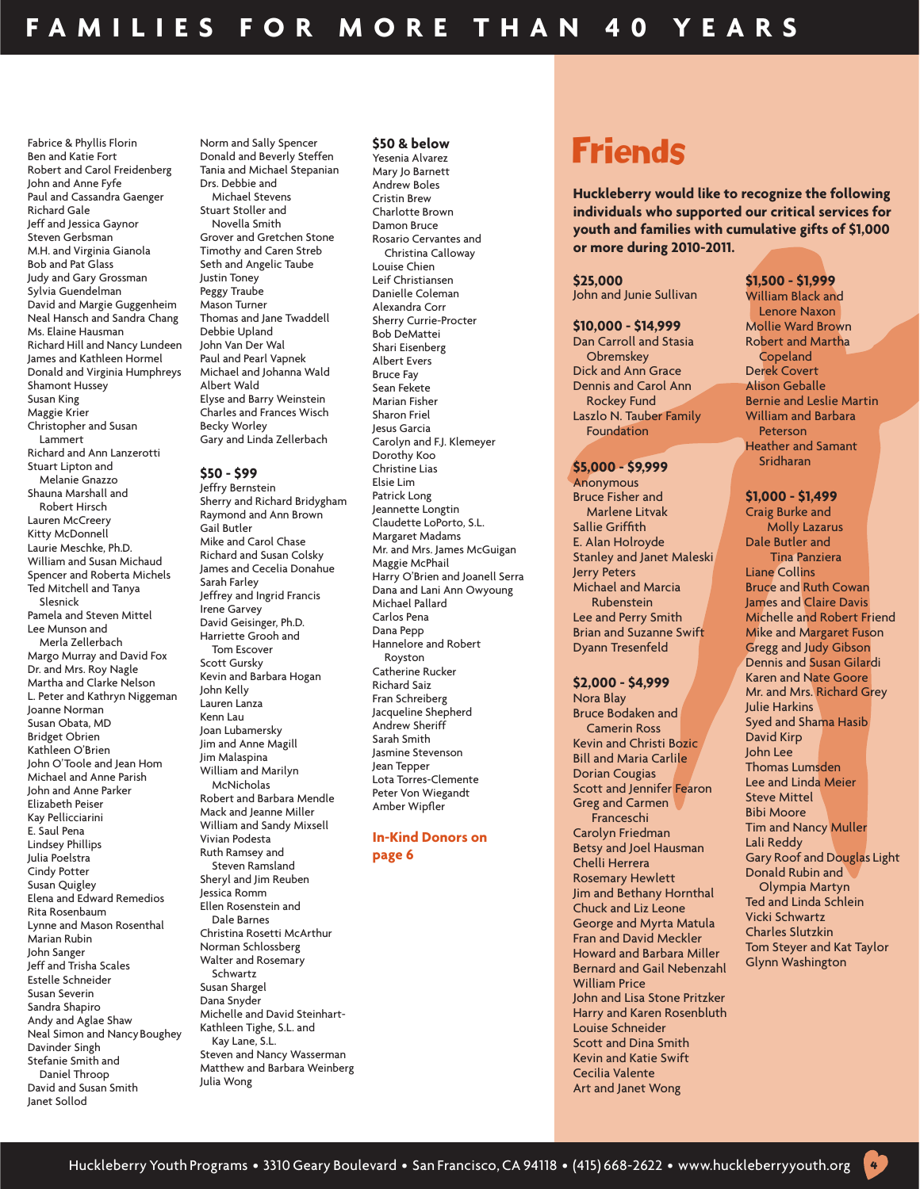Fabrice & Phyllis Florin
Ben and Katie Fort
Robert and Carol Freidenberg
John and Anne Fyfe
Paul and Cassandra Gaenger
Richard Gale
Jeff and Jessica Gaynor
Steven Gerbsman
M.H. and Virginia Gianola
Bob and Pat Glass
Judy and Gary Grossman
Sylvia Guendelman
David and Margie Guggenheim
Neal Hansch and Sandra Chang
Ms. Elaine Hausman
Richard Hill and Nancy Lundeen
James and Kathleen Hormel
Donald and Virginia Humphreys
Shamont Hussey
Susan King
Maggie Krier
Christopher and Susan Lammert
Richard and Ann Lanzerotti
Stuart Lipton and Melanie Gnazzo
Shauna Marshall and Robert Hirsch
Lauren McCreery
Kitty McDonnell
Laurie Meschke, Ph.D.
William and Susan Michaud
Spencer and Roberta Michels
Ted Mitchell and Tanya Slesnick
Pamela and Steven Mittel
Lee Munson and Merla Zellerbach
Margo Murray and David Fox
Dr. and Mrs. Roy Nagle
Martha and Clarke Nelson
L. Peter and Kathryn Niggeman
Joanne Norman
Susan Obata, MD
Bridget Obrien
Kathleen O'Brien
John O'Toole and Jean Hom
Michael and Anne Parish
John and Anne Parker
Elizabeth Peiser
Kay Pellicciarini
E. Saul Pena
Lindsey Phillips
Julia Poelstra
Cindy Potter
Susan Quigley
Elena and Edward Remedios
Rita Rosenbaum
Lynne and Mason Rosenthal
Marian Rubin
John Sanger
Jeff and Trisha Scales
Estelle Schneider
Susan Severin
Sandra Shapiro
Andy and Aglae Shaw
Neal Simon and Nancy Boughey
Davinder Singh
Stefanie Smith and Daniel Throop
David and Susan Smith
Janet Sollod
Norm and Sally Spencer
Donald and Beverly Steffen
Tania and Michael Stepanian
Drs. Debbie and Michael Stevens
Stuart Stoller and Novella Smith
Grover and Gretchen Stone
Timothy and Caren Streb
Seth and Angelic Taube
Justin Toney
Peggy Traube
Mason Turner
Thomas and Jane Twaddell
Debbie Upland
John Van Der Wal
Paul and Pearl Vapnek
Michael and Johanna Wald
Albert Wald
Elyse and Barry Weinstein
Charles and Frances Wisch
Becky Worley
Gary and Linda Zellerbach

**$50 - $99**

Jeffry Bernstein
Sherry and Richard Bridygham
Raymond and Ann Brown
Gail Butler
Mike and Carol Chase
Richard and Susan Colsky
James and Cecelia Donahue
Sarah Farley
Jeffrey and Ingrid Francis
Irene Garvey
David Geisinger, Ph.D.
Harriette Grooh and Tom Escover
Scott Gursky
Kevin and Barbara Hogan
John Kelly
Lauren Lanza
Kenn Lau
Joan Lubamersky
Jim and Anne Magill
Jim Malaspina
William and Marilyn McNicholas
Robert and Barbara Mendle
Mack and Jeanne Miller
William and Sandy Mixsell
Vivian Podesta
Ruth Ramsey and Steven Ramsland
Sheryl and Jim Reuben
Jessica Romm
Ellen Rosenstein and Dale Barnes
Christina Rosetti McArthur
Norman Schlossberg
Walter and Rosemary Schwartz
Susan Shargel
Dana Snyder
Michelle and David Steinhart-
Kathleen Tighe, S.L. and Kay Lane, S.L.
Steven and Nancy Wasserman
Matthew and Barbara Weinberg
Julia Wong

**$50 & below**

Yesenia Alvarez
Mary Jo Barnett
Andrew Boles
Cristin Brew
Charlotte Brown
Damon Bruce
Rosario Cervantes and Christina Calloway
Louise Chien
Leif Christiansen
Danielle Coleman
Alexandra Corr
Sherry Currie-Procter
Bob DeMattei
Shari Eisenberg
Albert Evers
Bruce Fay
Sean Fekete
Marian Fisher
Sharon Friel
Jesus Garcia
Carolyn and F.J. Klemeyer
Dorothy Koo
Christine Lias
Elsie Lim
Patrick Long
Jeannette Longtin
Claudette LoPorto, S.L.
Margaret Madams
Mr. and Mrs. James McGuigan
Maggie McPhail
Harry O'Brien and Joanell Serra
Dana and Lani Ann Owyoung
Michael Pallard
Carlos Pena
Dana Pepp
Hannelore and Robert Royston
Catherine Rucker
Richard Saiz
Fran Schreiberg
Jacqueline Shepherd
Andrew Sheriff
Sarah Smith
Jasmine Stevenson
Jean Tepper
Lota Torres-Clemente
Peter Von Wiegandt
Amber Wipfler

**In-Kind Donors on page 6**

# Friends

**Huckleberry would like to recognize the following individuals who supported our critical services for youth and families with cumulative gifts of $1,000 or more during 2010-2011.**

**$25,000**

John and Junie Sullivan

**$10,000 - $14,999**

Dan Carroll and Stasia Obremskey
Dick and Ann Grace
Dennis and Carol Ann Rockey Fund
Laszlo N. Tauber Family Foundation

**$5,000 - $9,999**

Anonymous
Bruce Fisher and Marlene Litvak
Sallie Griffith
E. Alan Holroyde
Stanley and Janet Maleski
Jerry Peters
Michael and Marcia Rubenstein
Lee and Perry Smith
Brian and Suzanne Swift
Dyann Tresenfeld

**$2,000 - $4,999**

Nora Blay
Bruce Bodaken and Camerin Ross
Kevin and Christi Bozic
Bill and Maria Carlile
Dorian Cougias
Scott and Jennifer Fearon
Greg and Carmen Franceschi
Carolyn Friedman
Betsy and Joel Hausman
Chelli Herrera
Rosemary Hewlett
Jim and Bethany Hornthal
Chuck and Liz Leone
George and Myrta Matula
Fran and David Meckler
Howard and Barbara Miller
Bernard and Gail Nebenzahl
William Price
John and Lisa Stone Pritzker
Harry and Karen Rosenbluth
Louise Schneider
Scott and Dina Smith
Kevin and Katie Swift
Cecilia Valente
Art and Janet Wong

**$1,500 - $1,999**

William Black and Lenore Naxon
Mollie Ward Brown
Robert and Martha Copeland
Derek Covert
Alison Geballe
Bernie and Leslie Martin
William and Barbara Peterson
Heather and Samant Sridharan

**$1,000 - $1,499**

Craig Burke and Molly Lazarus
Dale Butler and Tina Panziera
Liane Collins
Bruce and Ruth Cowan
James and Claire Davis
Michelle and Robert Friend
Mike and Margaret Fuson
Gregg and Judy Gibson
Dennis and Susan Gilardi
Karen and Nate Goore
Mr. and Mrs. Richard Grey
Julie Harkins
Syed and Shama Hasib
David Kirp
John Lee
Thomas Lumsden
Lee and Linda Meier
Steve Mittel
Bibi Moore
Tim and Nancy Muller
Lali Reddy
Gary Roof and Douglas Light
Donald Rubin and Olympia Martyn
Ted and Linda Schlein
Vicki Schwartz
Charles Slutzkin
Tom Steyer and Kat Taylor
Glynn Washington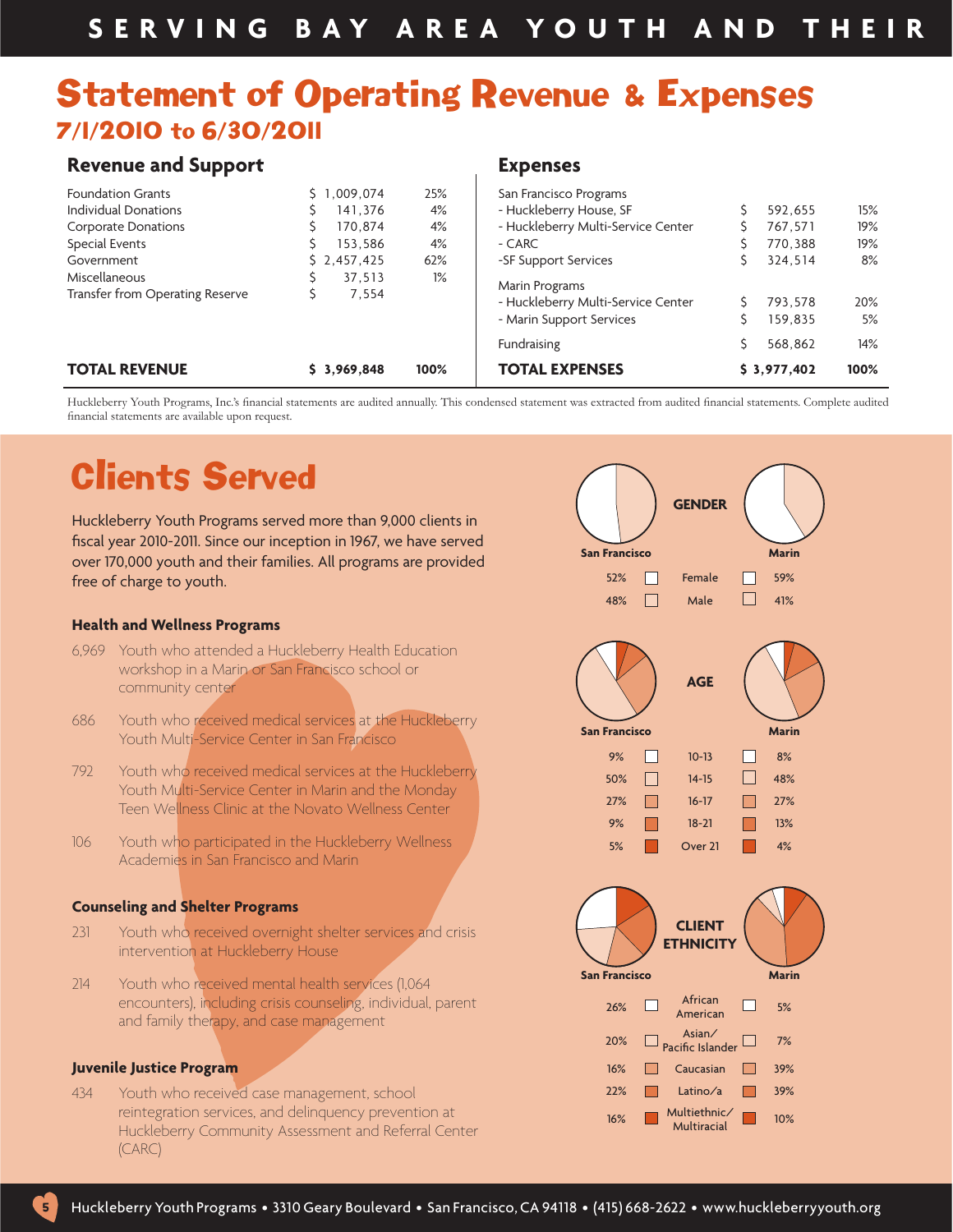# Statement of Operating Revenue & Expenses

## 7/1/2010 to 6/30/2011

### Revenue and Support

| | | |
|---|---|---|
| Foundation Grants | $ 1,009,074 | 25% |
| Individual Donations | $ 141,376 | 4% |
| Corporate Donations | $ 170,874 | 4% |
| Special Events | $ 153,586 | 4% |
| Government | $ 2,457,425 | 62% |
| Miscellaneous | $ 37,513 | 1% |
| Transfer from Operating Reserve | $ 7,554 | |
| **TOTAL REVENUE** | **$ 3,969,848** | **100%** |

### Expenses

| | | |
|---|---|---|
| San Francisco Programs | | |
| - Huckleberry House, SF | $ 592,655 | 15% |
| - Huckleberry Multi-Service Center | $ 767,571 | 19% |
| - CARC | $ 770,388 | 19% |
| -SF Support Services | $ 324,514 | 8% |
| Marin Programs | | |
| - Huckleberry Multi-Service Center | $ 793,578 | 20% |
| - Marin Support Services | $ 159,835 | 5% |
| Fundraising | $ 568,862 | 14% |
| **TOTAL EXPENSES** | **$ 3,977,402** | **100%** |

Huckleberry Youth Programs, Inc.'s financial statements are audited annually. This condensed statement was extracted from audited financial statements. Complete audited financial statements are available upon request.

# Clients Served

Huckleberry Youth Programs served more than 9,000 clients in fiscal year 2010-2011. Since our inception in 1967, we have served over 170,000 youth and their families. All programs are provided free of charge to youth.

### Health and Wellness Programs

- 6,969 Youth who attended a Huckleberry Health Education workshop in a Marin or San Francisco school or community center
- 686 Youth who received medical services at the Huckleberry Youth Multi-Service Center in San Francisco
- 792 Youth who received medical services at the Huckleberry Youth Multi-Service Center in Marin and the Monday Teen Wellness Clinic at the Novato Wellness Center
- 106 Youth who participated in the Huckleberry Wellness Academies in San Francisco and Marin

### Counseling and Shelter Programs

- 231 Youth who received overnight shelter services and crisis intervention at Huckleberry House
- 214 Youth who received mental health services (1,064 encounters), including crisis counseling, individual, parent and family therapy, and case management

### Juvenile Justice Program

- 434 Youth who received case management, school reintegration services, and delinquency prevention at Huckleberry Community Assessment and Referral Center (CARC)

### Gender

| San Francisco | | Marin |
|---|---|---|
| 52% | Female | 59% |
| 48% | Male | 41% |

### Age

| San Francisco | | Marin |
|---|---|---|
| 9% | 10-13 | 8% |
| 50% | 14-15 | 48% |
| 27% | 16-17 | 27% |
| 9% | 18-21 | 13% |
| 5% | Over 21 | 4% |

### Client Ethnicity

| San Francisco | | Marin |
|---|---|---|
| 26% | African American | 5% |
| 20% | Asian/Pacific Islander | 7% |
| 16% | Caucasian | 39% |
| 22% | Latino/a | 39% |
| 16% | Multiethnic/Multiracial | 10% |

Huckleberry Youth Programs • 3310 Geary Boulevard • San Francisco, CA 94118 • (415) 668-2622 • www.huckleberryyouth.org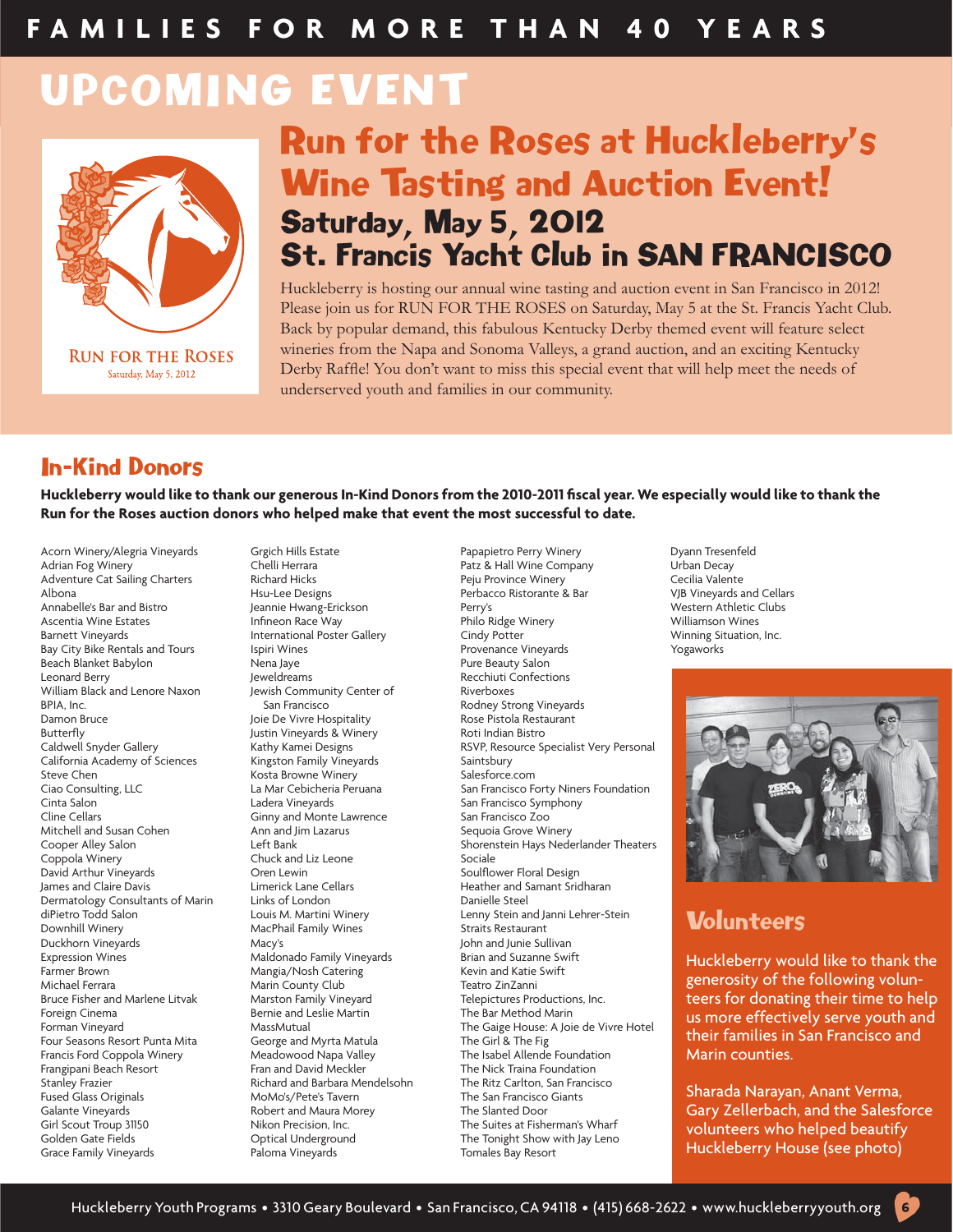FAMILIES FOR MORE THAN 40 YEARS

# UPCOMING EVENT

RUN FOR THE ROSES
Saturday, May 5, 2012

## Run for the Roses at Huckleberry's Wine Tasting and Auction Event!

### Saturday, May 5, 2012
### St. Francis Yacht Club in SAN FRANCISCO

Huckleberry is hosting our annual wine tasting and auction event in San Francisco in 2012! Please join us for RUN FOR THE ROSES on Saturday, May 5 at the St. Francis Yacht Club. Back by popular demand, this fabulous Kentucky Derby themed event will feature select wineries from the Napa and Sonoma Valleys, a grand auction, and an exciting Kentucky Derby Raffle! You don't want to miss this special event that will help meet the needs of underserved youth and families in our community.

## In-Kind Donors

**Huckleberry would like to thank our generous In-Kind Donors from the 2010-2011 fiscal year. We especially would like to thank the Run for the Roses auction donors who helped make that event the most successful to date.**

Acorn Winery/Alegria Vineyards
Adrian Fog Winery
Adventure Cat Sailing Charters
Albona
Annabelle's Bar and Bistro
Ascentia Wine Estates
Barnett Vineyards
Bay City Bike Rentals and Tours
Beach Blanket Babylon
Leonard Berry
William Black and Lenore Naxon
BPIA, Inc.
Damon Bruce
Butterfly
Caldwell Snyder Gallery
California Academy of Sciences
Steve Chen
Ciao Consulting, LLC
Cinta Salon
Cline Cellars
Mitchell and Susan Cohen
Cooper Alley Salon
Coppola Winery
David Arthur Vineyards
James and Claire Davis
Dermatology Consultants of Marin
diPietro Todd Salon
Downhill Winery
Duckhorn Vineyards
Expression Wines
Farmer Brown
Michael Ferrara
Bruce Fisher and Marlene Litvak
Foreign Cinema
Forman Vineyard
Four Seasons Resort Punta Mita
Francis Ford Coppola Winery
Frangipani Beach Resort
Stanley Frazier
Fused Glass Originals
Galante Vineyards
Girl Scout Troup 31150
Golden Gate Fields
Grace Family Vineyards
Grgich Hills Estate
Chelli Herrara
Richard Hicks
Hsu-Lee Designs
Jeannie Hwang-Erickson
Infineon Race Way
International Poster Gallery
Ispiri Wines
Nena Jaye
Jeweldreams
Jewish Community Center of San Francisco
Joie De Vivre Hospitality
Justin Vineyards & Winery
Kathy Kamei Designs
Kingston Family Vineyards
Kosta Browne Winery
La Mar Cebicheria Peruana
Ladera Vineyards
Ginny and Monte Lawrence
Ann and Jim Lazarus
Left Bank
Chuck and Liz Leone
Oren Lewin
Limerick Lane Cellars
Links of London
Louis M. Martini Winery
MacPhail Family Wines
Macy's
Maldonado Family Vineyards
Mangia/Nosh Catering
Marin County Club
Marston Family Vineyard
Bernie and Leslie Martin
MassMutual
George and Myrta Matula
Meadowood Napa Valley
Fran and David Meckler
Richard and Barbara Mendelsohn
MoMo's/Pete's Tavern
Robert and Maura Morey
Nikon Precision, Inc.
Optical Underground
Paloma Vineyards
Papapietro Perry Winery
Patz & Hall Wine Company
Peju Province Winery
Perbacco Ristorante & Bar
Perry's
Philo Ridge Winery
Cindy Potter
Provenance Vineyards
Pure Beauty Salon
Recchiuti Confections
Riverboxes
Rodney Strong Vineyards
Rose Pistola Restaurant
Roti Indian Bistro
RSVP, Resource Specialist Very Personal
Saintsbury
Salesforce.com
San Francisco Forty Niners Foundation
San Francisco Symphony
San Francisco Zoo
Sequoia Grove Winery
Shorenstein Hays Nederlander Theaters
Sociale
Soulflower Floral Design
Heather and Samant Sridharan
Danielle Steel
Lenny Stein and Janni Lehrer-Stein
Straits Restaurant
John and Junie Sullivan
Brian and Suzanne Swift
Kevin and Katie Swift
Teatro ZinZanni
Telepictures Productions, Inc.
The Bar Method Marin
The Gaige House: A Joie de Vivre Hotel
The Girl & The Fig
The Isabel Allende Foundation
The Nick Traina Foundation
The Ritz Carlton, San Francisco
The San Francisco Giants
The Slanted Door
The Suites at Fisherman's Wharf
The Tonight Show with Jay Leno
Tomales Bay Resort
Dyann Tresenfeld
Urban Decay
Cecilia Valente
VJB Vineyards and Cellars
Western Athletic Clubs
Williamson Wines
Winning Situation, Inc.
Yogaworks

## Volunteers

Huckleberry would like to thank the generosity of the following volunteers for donating their time to help us more effectively serve youth and their families in San Francisco and Marin counties.

Sharada Narayan, Anant Verma, Gary Zellerbach, and the Salesforce volunteers who helped beautify Huckleberry House (see photo)

Huckleberry Youth Programs • 3310 Geary Boulevard • San Francisco, CA 94118 • (415) 668-2622 • www.huckleberryyouth.org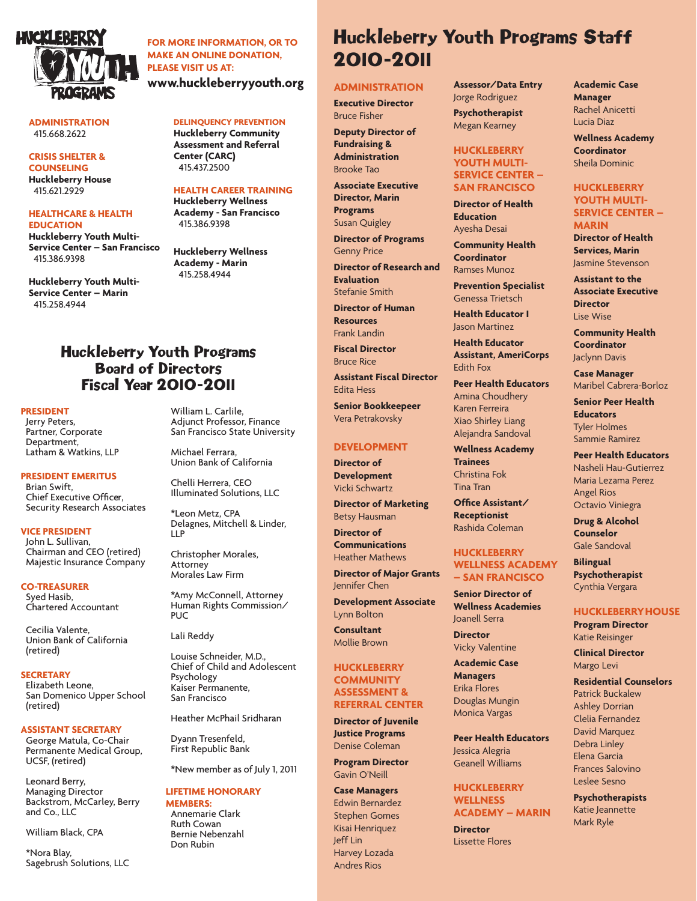HUCKLEBERRY YOUTH PROGRAMS

**FOR MORE INFORMATION, OR TO MAKE AN ONLINE DONATION, PLEASE VISIT US AT:**
**www.huckleberryyouth.org**

**ADMINISTRATION**
415.668.2622

**CRISIS SHELTER & COUNSELING**
**Huckleberry House**
415.621.2929

**HEALTHCARE & HEALTH EDUCATION**
**Huckleberry Youth Multi-Service Center – San Francisco**
415.386.9398

**Huckleberry Youth Multi-Service Center – Marin**
415.258.4944

**DELINQUENCY PREVENTION**
**Huckleberry Community Assessment and Referral Center (CARC)**
415.437.2500

**HEALTH CAREER TRAINING**
**Huckleberry Wellness Academy - San Francisco**
415.386.9398

**Huckleberry Wellness Academy - Marin**
415.258.4944

## Huckleberry Youth Programs Board of Directors Fiscal Year 2010-2011

**PRESIDENT**
Jerry Peters,
Partner, Corporate Department,
Latham & Watkins, LLP

**PRESIDENT EMERITUS**
Brian Swift,
Chief Executive Officer,
Security Research Associates

**VICE PRESIDENT**
John L. Sullivan,
Chairman and CEO (retired)
Majestic Insurance Company

**CO-TREASURER**
Syed Hasib,
Chartered Accountant

Cecilia Valente,
Union Bank of California (retired)

**SECRETARY**
Elizabeth Leone,
San Domenico Upper School (retired)

**ASSISTANT SECRETARY**
George Matula, Co-Chair
Permanente Medical Group, UCSF, (retired)

Leonard Berry,
Managing Director
Backstrom, McCarley, Berry and Co., LLC

William Black, CPA

*Nora Blay,
Sagebrush Solutions, LLC

William L. Carlile,
Adjunct Professor, Finance
San Francisco State University

Michael Ferrara,
Union Bank of California

Chelli Herrera, CEO
Illuminated Solutions, LLC

*Leon Metz, CPA
Delagnes, Mitchell & Linder, LLP

Christopher Morales,
Attorney
Morales Law Firm

*Amy McConnell, Attorney
Human Rights Commission/PUC

Lali Reddy

Louise Schneider, M.D.,
Chief of Child and Adolescent Psychology
Kaiser Permanente,
San Francisco

Heather McPhail Sridharan

Dyann Tresenfeld,
First Republic Bank

*New member as of July 1, 2011

**LIFETIME HONORARY MEMBERS:**
Annemarie Clark
Ruth Cowan
Bernie Nebenzahl
Don Rubin

# Huckleberry Youth Programs Staff 2010-2011

### ADMINISTRATION

**Executive Director**
Bruce Fisher

**Deputy Director of Fundraising & Administration**
Brooke Tao

**Associate Executive Director, Marin Programs**
Susan Quigley

**Director of Programs**
Genny Price

**Director of Research and Evaluation**
Stefanie Smith

**Director of Human Resources**
Frank Landin

**Fiscal Director**
Bruce Rice

**Assistant Fiscal Director**
Edita Hess

**Senior Bookkeepeer**
Vera Petrakovsky

### DEVELOPMENT

**Director of Development**
Vicki Schwartz

**Director of Marketing**
Betsy Hausman

**Director of Communications**
Heather Mathews

**Director of Major Grants**
Jennifer Chen

**Development Associate**
Lynn Bolton

**Consultant**
Mollie Brown

### HUCKLEBERRY COMMUNITY ASSESSMENT & REFERRAL CENTER

**Director of Juvenile Justice Programs**
Denise Coleman

**Program Director**
Gavin O'Neill

**Case Managers**
Edwin Bernardez
Stephen Gomes
Kisai Henriquez
Jeff Lin
Harvey Lozada
Andres Rios

**Assessor/Data Entry**
Jorge Rodriguez

**Psychotherapist**
Megan Kearney

### HUCKLEBERRY YOUTH MULTI-SERVICE CENTER – SAN FRANCISCO

**Director of Health Education**
Ayesha Desai

**Community Health Coordinator**
Ramses Munoz

**Prevention Specialist**
Genessa Trietsch

**Health Educator I**
Jason Martinez

**Health Educator Assistant, AmeriCorps**
Edith Fox

**Peer Health Educators**
Amina Choudhery
Karen Ferreira
Xiao Shirley Liang
Alejandra Sandoval

**Wellness Academy Trainees**
Christina Fok
Tina Tran

**Office Assistant/ Receptionist**
Rashida Coleman

### HUCKLEBERRY WELLNESS ACADEMY – SAN FRANCISCO

**Senior Director of Wellness Academies**
Joanell Serra

**Director**
Vicky Valentine

**Academic Case Managers**
Erika Flores
Douglas Mungin
Monica Vargas

**Peer Health Educators**
Jessica Alegria
Geanell Williams

### HUCKLEBERRY WELLNESS ACADEMY – MARIN

**Director**
Lissette Flores

**Academic Case Manager**
Rachel Anicetti
Lucia Diaz

**Wellness Academy Coordinator**
Sheila Dominic

### HUCKLEBERRY YOUTH MULTI-SERVICE CENTER – MARIN

**Director of Health Services, Marin**
Jasmine Stevenson

**Assistant to the Associate Executive Director**
Lise Wise

**Community Health Coordinator**
Jaclynn Davis

**Case Manager**
Maribel Cabrera-Borloz

**Senior Peer Health Educators**
Tyler Holmes
Sammie Ramirez

**Peer Health Educators**
Nasheli Hau-Gutierrez
Maria Lezama Perez
Angel Rios
Octavio Viniegra

**Drug & Alcohol Counselor**
Gale Sandoval

**Bilingual Psychotherapist**
Cynthia Vergara

### HUCKLEBERRY HOUSE

**Program Director**
Katie Reisinger

**Clinical Director**
Margo Levi

**Residential Counselors**
Patrick Buckalew
Ashley Dorrian
Clelia Fernandez
David Marquez
Debra Linley
Elena Garcia
Frances Salovino
Leslee Sesno

**Psychotherapists**
Katie Jeannette
Mark Ryle